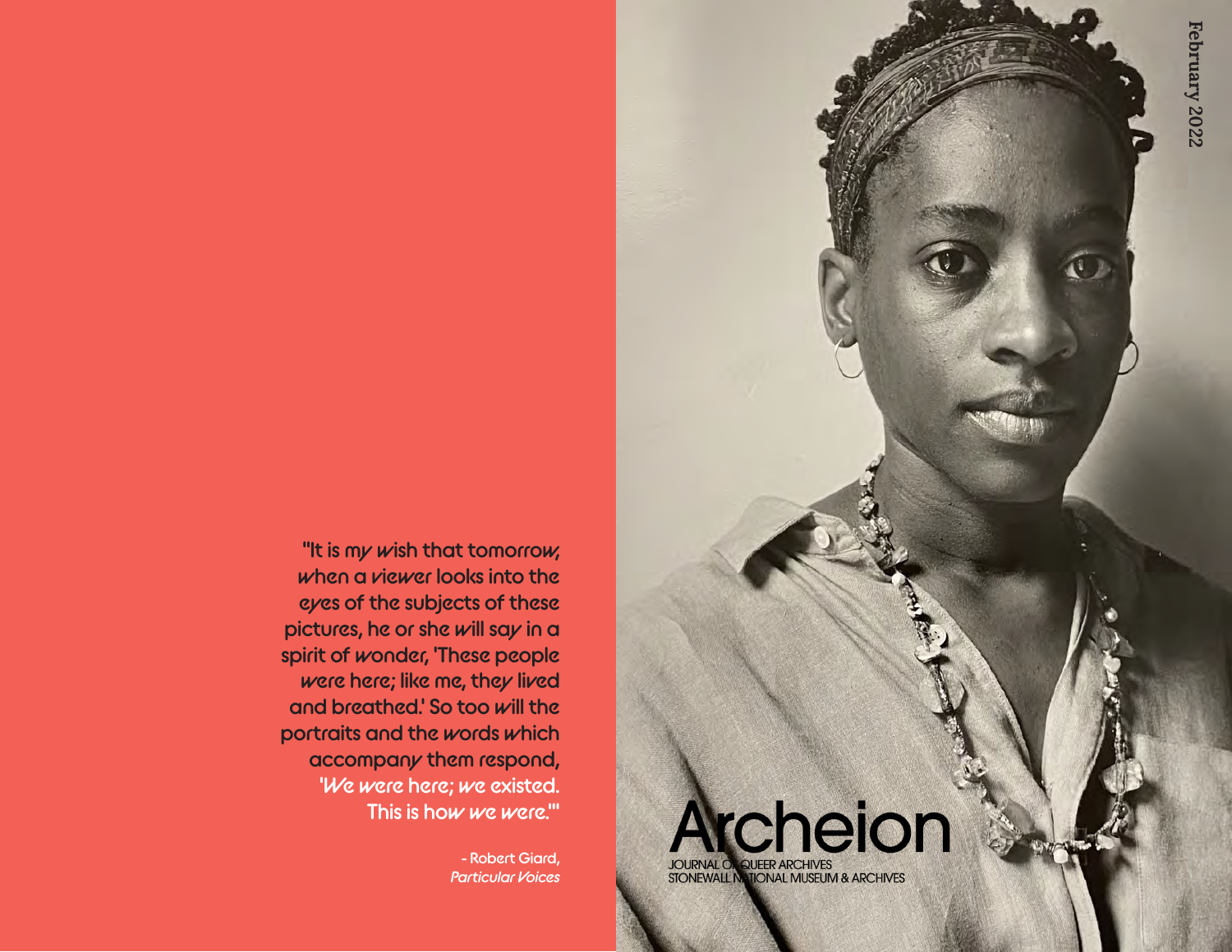"It is my wish that tomorrow, when a viewer looks into the eyes of the subjects of these pictures, he or she will say in a spirit of wonder, 'These people were here; like me, they lived and breathed.' So too will the portraits and the words which accompany them respond, 'We were here; we existed. This is how we were.'"

- Robert Giard, *Particular Voices*

February 2022

# Archeion

JOURNAL OF QUEER ARCHIVES
STONEWALL NATIONAL MUSEUM & ARCHIVES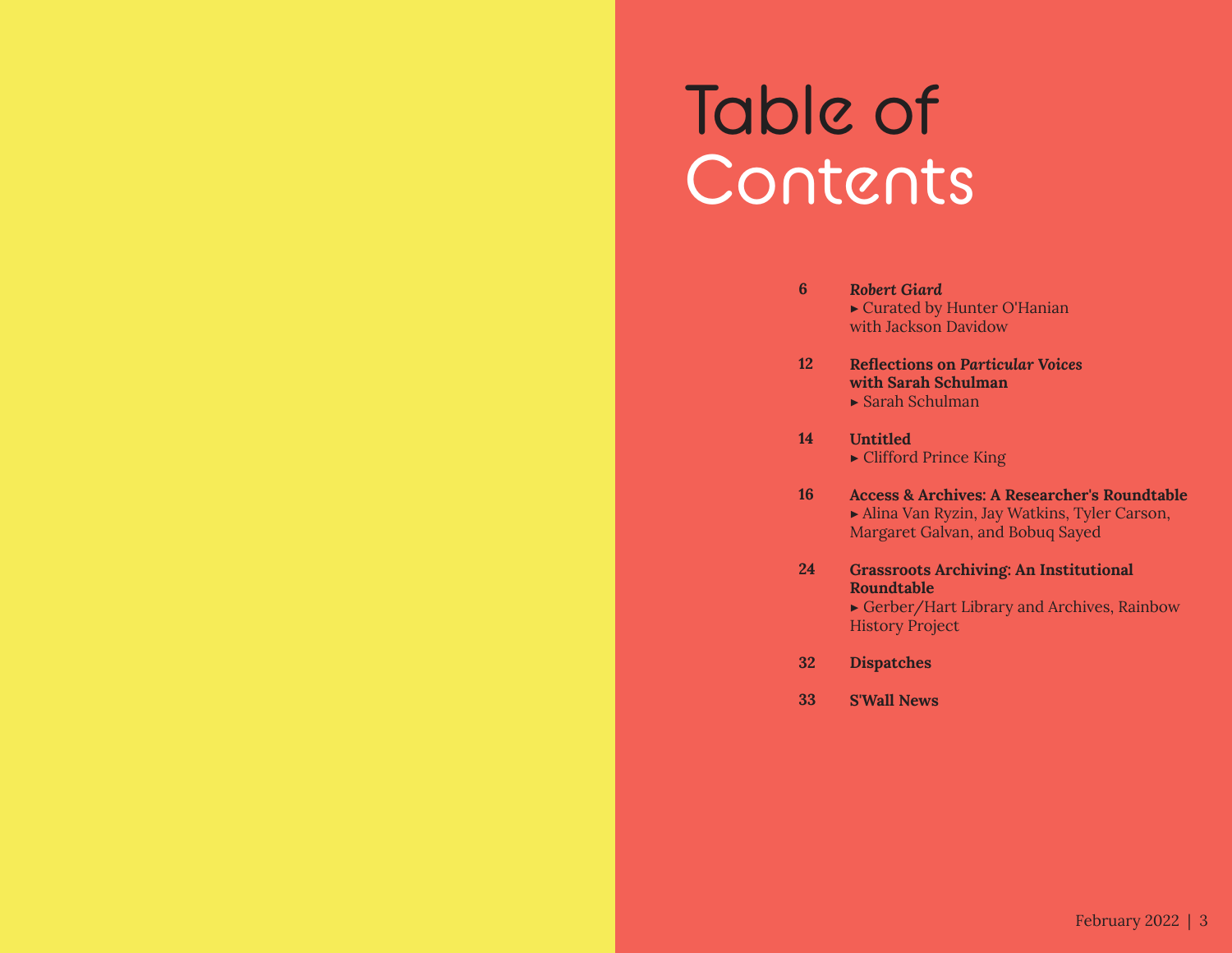# Table of Contents

**6** ***Robert Giard***
► Curated by Hunter O'Hanian with Jackson Davidow

**12** **Reflections on *Particular Voices* with Sarah Schulman**
► Sarah Schulman

**14** **Untitled**
► Clifford Prince King

**16** **Access & Archives: A Researcher's Roundtable**
► Alina Van Ryzin, Jay Watkins, Tyler Carson, Margaret Galvan, and Bobuq Sayed

**24** **Grassroots Archiving: An Institutional Roundtable**
► Gerber/Hart Library and Archives, Rainbow History Project

**32** **Dispatches**

**33** **S'Wall News**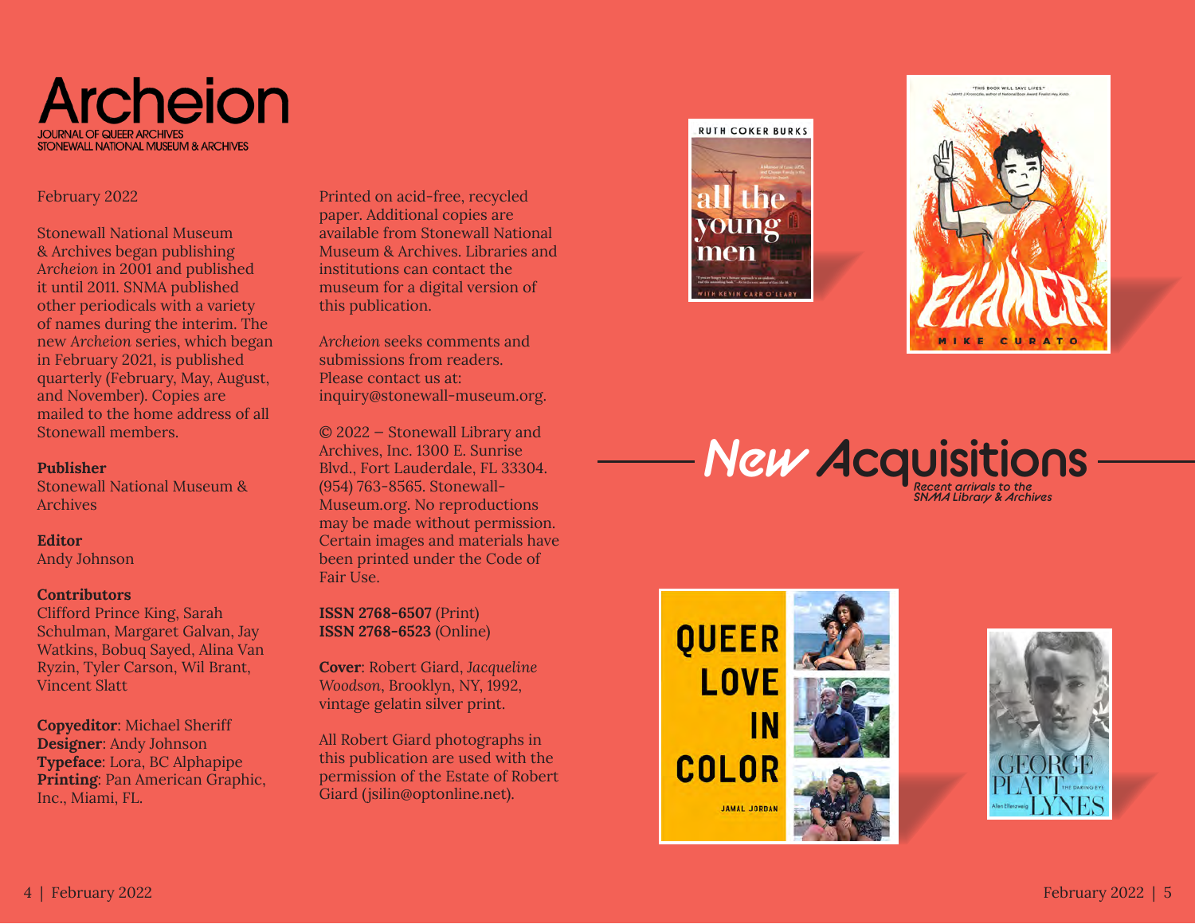# Archeion

JOURNAL OF QUEER ARCHIVES
STONEWALL NATIONAL MUSEUM & ARCHIVES

February 2022

Stonewall National Museum & Archives began publishing *Archeion* in 2001 and published it until 2011. SNMA published other periodicals with a variety of names during the interim. The new *Archeion* series, which began in February 2021, is published quarterly (February, May, August, and November). Copies are mailed to the home address of all Stonewall members.

**Publisher**
Stonewall National Museum & Archives

**Editor**
Andy Johnson

**Contributors**
Clifford Prince King, Sarah Schulman, Margaret Galvan, Jay Watkins, Bobuq Sayed, Alina Van Ryzin, Tyler Carson, Wil Brant, Vincent Slatt

**Copyeditor**: Michael Sheriff
**Designer**: Andy Johnson
**Typeface**: Lora, BC Alphapipe
**Printing**: Pan American Graphic, Inc., Miami, FL.

Printed on acid-free, recycled paper. Additional copies are available from Stonewall National Museum & Archives. Libraries and institutions can contact the museum for a digital version of this publication.

*Archeion* seeks comments and submissions from readers. Please contact us at: inquiry@stonewall-museum.org.

© 2022 – Stonewall Library and Archives, Inc. 1300 E. Sunrise Blvd., Fort Lauderdale, FL 33304. (954) 763-8565. Stonewall-Museum.org. No reproductions may be made without permission. Certain images and materials have been printed under the Code of Fair Use.

**ISSN 2768-6507** (Print)
**ISSN 2768-6523** (Online)

**Cover**: Robert Giard, *Jacqueline Woodson*, Brooklyn, NY, 1992, vintage gelatin silver print.

All Robert Giard photographs in this publication are used with the permission of the Estate of Robert Giard (jsilin@optonline.net).

## New Acquisitions

*Recent arrivals to the SNMA Library & Archives*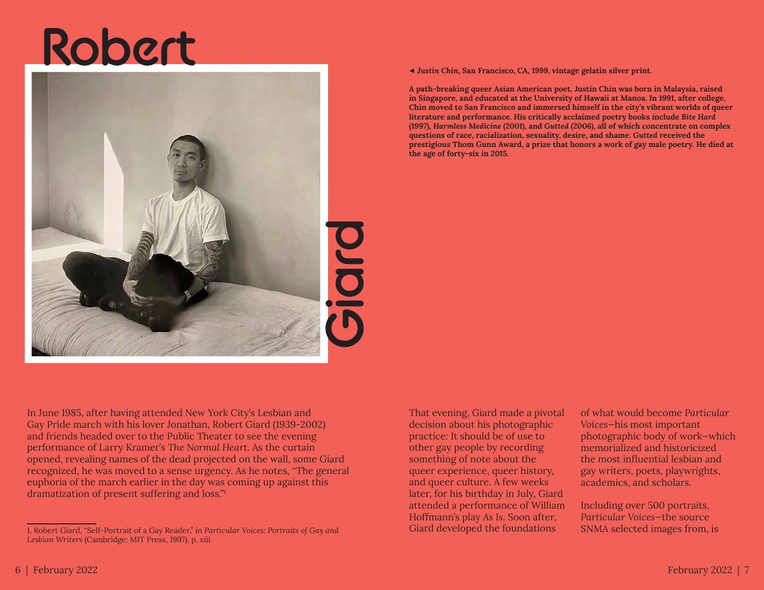# Robert Giard

◄ ***Justin Chin*, San Francisco, CA, 1999, vintage gelatin silver print.**

**A path-breaking queer Asian American poet, Justin Chin was born in Malaysia, raised in Singapore, and educated at the University of Hawaii at Manoa. In 1991, after college, Chin moved to San Francisco and immersed himself in the city's vibrant worlds of queer literature and performance. His critically acclaimed poetry books include *Bite Hard* (1997), *Harmless Medicine* (2001), and *Gutted* (2006), all of which concentrate on complex questions of race, racialization, sexuality, desire, and shame. *Gutted* received the prestigious Thom Gunn Award, a prize that honors a work of gay male poetry. He died at the age of forty-six in 2015.**

In June 1985, after having attended New York City's Lesbian and Gay Pride march with his lover Jonathan, Robert Giard (1939-2002) and friends headed over to the Public Theater to see the evening performance of Larry Kramer's *The Normal Heart*. As the curtain opened, revealing names of the dead projected on the wall, some Giard recognized, he was moved to a sense urgency. As he notes, "The general euphoria of the march earlier in the day was coming up against this dramatization of present suffering and loss."[1]

That evening, Giard made a pivotal decision about his photographic practice: It should be of use to other gay people by recording something of note about the queer experience, queer history, and queer culture. A few weeks later, for his birthday in July, Giard attended a performance of William Hoffmann's play As Is. Soon after, Giard developed the foundations of what would become *Particular Voices*—his most important photographic body of work—which memorialized and historicized the most influential lesbian and gay writers, poets, playwrights, academics, and scholars.

Including over 500 portraits, *Particular Voices*—the source SNMA selected images from, is

---

1. Robert Giard, "Self-Portrait of a Gay Reader," in *Particular Voices: Portraits of Gay and Lesbian Writers* (Cambridge: MIT Press, 1997), p. xiii.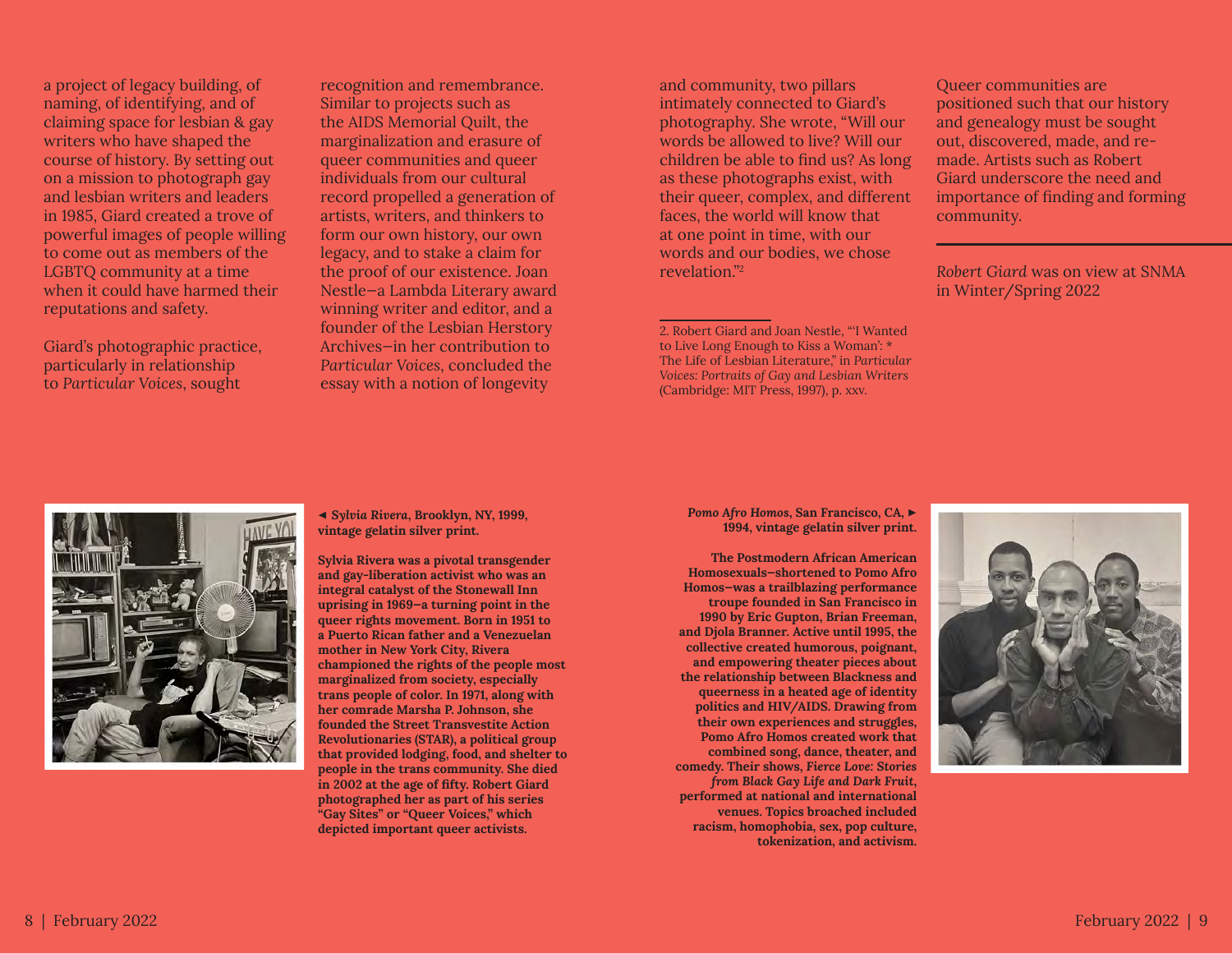a project of legacy building, of naming, of identifying, and of claiming space for lesbian & gay writers who have shaped the course of history. By setting out on a mission to photograph gay and lesbian writers and leaders in 1985, Giard created a trove of powerful images of people willing to come out as members of the LGBTQ community at a time when it could have harmed their reputations and safety.

Giard's photographic practice, particularly in relationship to *Particular Voices*, sought recognition and remembrance. Similar to projects such as the AIDS Memorial Quilt, the marginalization and erasure of queer communities and queer individuals from our cultural record propelled a generation of artists, writers, and thinkers to form our own history, our own legacy, and to stake a claim for the proof of our existence. Joan Nestle—a Lambda Literary award winning writer and editor, and a founder of the Lesbian Herstory Archives—in her contribution to *Particular Voices*, concluded the essay with a notion of longevity and community, two pillars intimately connected to Giard's photography. She wrote, "Will our words be allowed to live? Will our children be able to find us? As long as these photographs exist, with their queer, complex, and different faces, the world will know that at one point in time, with our words and our bodies, we chose revelation."[2]

Queer communities are positioned such that our history and genealogy must be sought out, discovered, made, and re-made. Artists such as Robert Giard underscore the need and importance of finding and forming community.

---

*Robert Giard* was on view at SNMA in Winter/Spring 2022

2. Robert Giard and Joan Nestle, "'I Wanted to Live Long Enough to Kiss a Woman': * The Life of Lesbian Literature," in *Particular Voices: Portraits of Gay and Lesbian Writers* (Cambridge: MIT Press, 1997), p. xxv.

**◄ *Sylvia Rivera*, Brooklyn, NY, 1999, vintage gelatin silver print.**

**Sylvia Rivera was a pivotal transgender and gay-liberation activist who was an integral catalyst of the Stonewall Inn uprising in 1969—a turning point in the queer rights movement. Born in 1951 to a Puerto Rican father and a Venezuelan mother in New York City, Rivera championed the rights of the people most marginalized from society, especially trans people of color. In 1971, along with her comrade Marsha P. Johnson, she founded the Street Transvestite Action Revolutionaries (STAR), a political group that provided lodging, food, and shelter to people in the trans community. She died in 2002 at the age of fifty. Robert Giard photographed her as part of his series "Gay Sites" or "Queer Voices," which depicted important queer activists.**

***Pomo Afro Homos*, San Francisco, CA, 1994, vintage gelatin silver print. ►**

**The Postmodern African American Homosexuals—shortened to Pomo Afro Homos—was a trailblazing performance troupe founded in San Francisco in 1990 by Eric Gupton, Brian Freeman, and Djola Branner. Active until 1995, the collective created humorous, poignant, and empowering theater pieces about the relationship between Blackness and queerness in a heated age of identity politics and HIV/AIDS. Drawing from their own experiences and struggles, Pomo Afro Homos created work that combined song, dance, theater, and comedy. Their shows, *Fierce Love: Stories from Black Gay Life* and *Dark Fruit*, performed at national and international venues. Topics broached included racism, homophobia, sex, pop culture, tokenization, and activism.**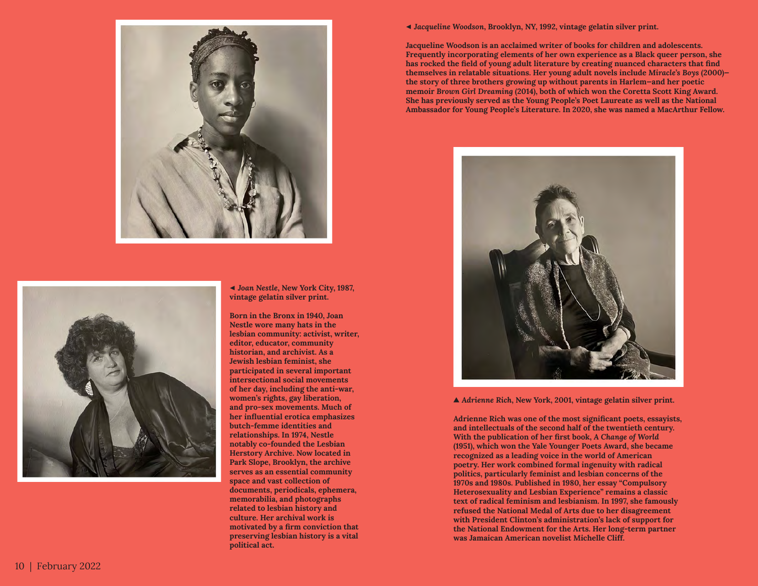◄ ***Jacqueline Woodson*, Brooklyn, NY, 1992, vintage gelatin silver print.**

**Jacqueline Woodson is an acclaimed writer of books for children and adolescents. Frequently incorporating elements of her own experience as a Black queer person, she has rocked the field of young adult literature by creating nuanced characters that find themselves in relatable situations. Her young adult novels include *Miracle's Boys* (2000)–the story of three brothers growing up without parents in Harlem–and her poetic memoir *Brown Girl Dreaming* (2014), both of which won the Coretta Scott King Award. She has previously served as the Young People's Poet Laureate as well as the National Ambassador for Young People's Literature. In 2020, she was named a MacArthur Fellow.**

◄ ***Joan Nestle*, New York City, 1987, vintage gelatin silver print.**

**Born in the Bronx in 1940, Joan Nestle wore many hats in the lesbian community: activist, writer, editor, educator, community historian, and archivist. As a Jewish lesbian feminist, she participated in several important intersectional social movements of her day, including the anti-war, women's rights, gay liberation, and pro-sex movements. Much of her influential erotica emphasizes butch-femme identities and relationships. In 1974, Nestle notably co-founded the Lesbian Herstory Archive. Now located in Park Slope, Brooklyn, the archive serves as an essential community space and vast collection of documents, periodicals, ephemera, memorabilia, and photographs related to lesbian history and culture. Her archival work is motivated by a firm conviction that preserving lesbian history is a vital political act.**

▲ ***Adrienne Rich*, New York, 2001, vintage gelatin silver print.**

**Adrienne Rich was one of the most significant poets, essayists, and intellectuals of the second half of the twentieth century. With the publication of her first book, *A Change of World* (1951), which won the Yale Younger Poets Award, she became recognized as a leading voice in the world of American poetry. Her work combined formal ingenuity with radical politics, particularly feminist and lesbian concerns of the 1970s and 1980s. Published in 1980, her essay "Compulsory Heterosexuality and Lesbian Experience" remains a classic text of radical feminism and lesbianism. In 1997, she famously refused the National Medal of Arts due to her disagreement with President Clinton's administration's lack of support for the National Endowment for the Arts. Her long-term partner was Jamaican American novelist Michelle Cliff.**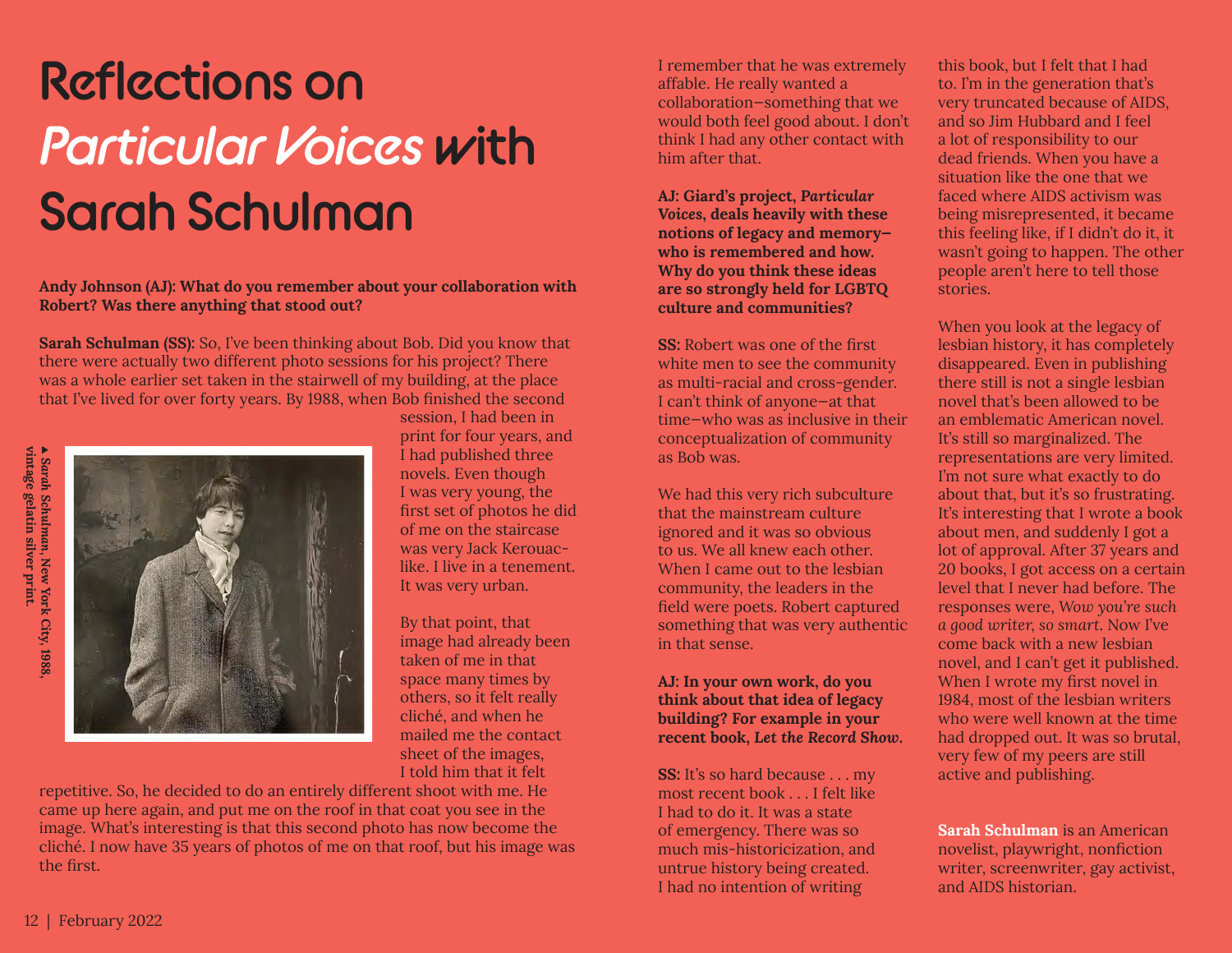# Reflections on *Particular Voices* with Sarah Schulman

**Andy Johnson (AJ): What do you remember about your collaboration with Robert? Was there anything that stood out?**

**Sarah Schulman (SS):** So, I've been thinking about Bob. Did you know that there were actually two different photo sessions for his project? There was a whole earlier set taken in the stairwell of my building, at the place that I've lived for over forty years. By 1988, when Bob finished the second session, I had been in print for four years, and I had published three novels. Even though I was very young, the first set of photos he did of me on the staircase was very Jack Kerouac-like. I live in a tenement. It was very urban.

▲ ***Sarah Schulman*, New York City, 1988, vintage gelatin silver print.**

By that point, that image had already been taken of me in that space many times by others, so it felt really cliché, and when he mailed me the contact sheet of the images, I told him that it felt repetitive. So, he decided to do an entirely different shoot with me. He came up here again, and put me on the roof in that coat you see in the image. What's interesting is that this second photo has now become the cliché. I now have 35 years of photos of me on that roof, but his image was the first.

I remember that he was extremely affable. He really wanted a collaboration—something that we would both feel good about. I don't think I had any other contact with him after that.

**AJ: Giard's project, *Particular Voices*, deals heavily with these notions of legacy and memory—who is remembered and how. Why do you think these ideas are so strongly held for LGBTQ culture and communities?**

**SS:** Robert was one of the first white men to see the community as multi-racial and cross-gender. I can't think of anyone—at that time—who was as inclusive in their conceptualization of community as Bob was.

We had this very rich subculture that the mainstream culture ignored and it was so obvious to us. We all knew each other. When I came out to the lesbian community, the leaders in the field were poets. Robert captured something that was very authentic in that sense.

**AJ: In your own work, do you think about that idea of legacy building? For example in your recent book, *Let the Record Show*.**

**SS:** It's so hard because . . . my most recent book . . . I felt like I had to do it. It was a state of emergency. There was so much mis-historicization, and untrue history being created. I had no intention of writing this book, but I felt that I had to. I'm in the generation that's very truncated because of AIDS, and so Jim Hubbard and I feel a lot of responsibility to our dead friends. When you have a situation like the one that we faced where AIDS activism was being misrepresented, it became this feeling like, if I didn't do it, it wasn't going to happen. The other people aren't here to tell those stories.

When you look at the legacy of lesbian history, it has completely disappeared. Even in publishing there still is not a single lesbian novel that's been allowed to be an emblematic American novel. It's still so marginalized. The representations are very limited. I'm not sure what exactly to do about that, but it's so frustrating. It's interesting that I wrote a book about men, and suddenly I got a lot of approval. After 37 years and 20 books, I got access on a certain level that I never had before. The responses were, *Wow you're such a good writer, so smart*. Now I've come back with a new lesbian novel, and I can't get it published. When I wrote my first novel in 1984, most of the lesbian writers who were well known at the time had dropped out. It was so brutal, very few of my peers are still active and publishing.

**Sarah Schulman** is an American novelist, playwright, nonfiction writer, screenwriter, gay activist, and AIDS historian.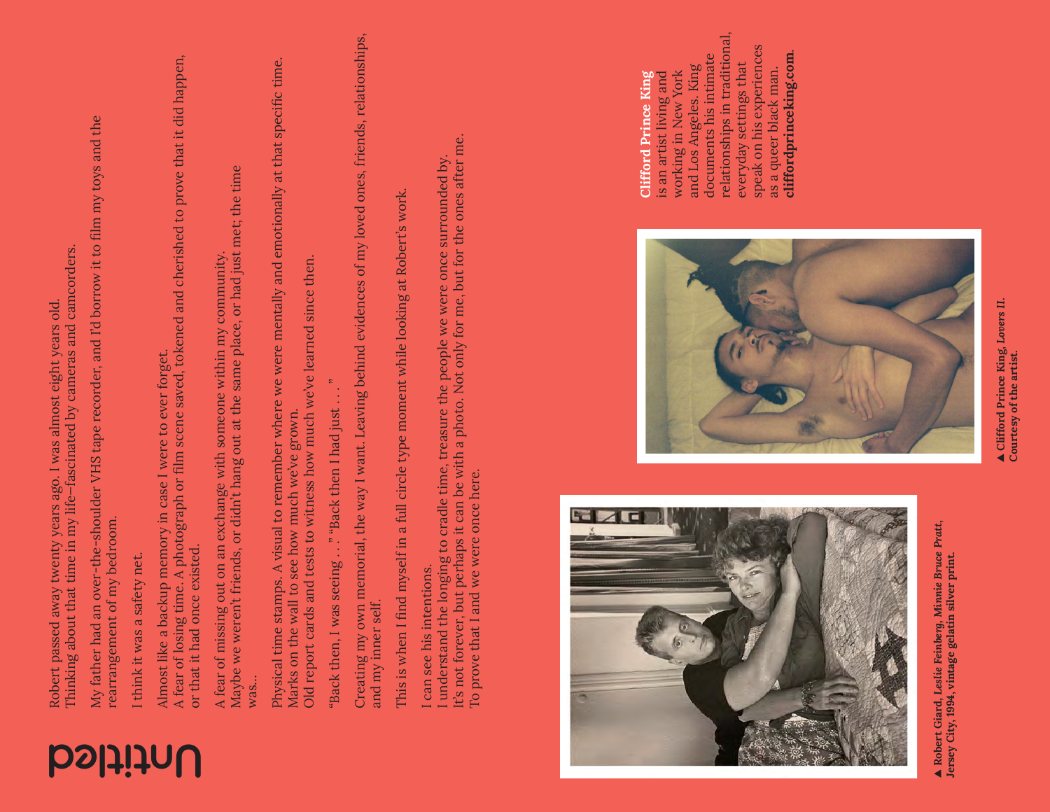# Untitled

Robert passed away twenty years ago. I was almost eight years old.
Thinking about that time in my life—fascinated by cameras and camcorders.

My father had an over-the-shoulder VHS tape recorder, and I'd borrow it to film my toys and the rearrangement of my bedroom.

I think it was a safety net.

Almost like a backup memory in case I were to ever forget.
A fear of losing time. A photograph or film scene saved, tokened and cherished to prove that it did happen, or that it had once existed.

A fear of missing out on an exchange with someone within my community.
Maybe we weren't friends, or didn't hang out at the same place, or had just met; the time was...

Physical time stamps. A visual to remember where we were mentally and emotionally at that specific time.
Marks on the wall to see how much we've grown.
Old report cards and tests to witness how much we've learned since then.

"Back then, I was seeing . . ." "Back then I had just . . ."

Creating my own memorial, the way I want. Leaving behind evidences of my loved ones, friends, relationships, and my inner self.

This is when I find myself in a full circle type moment while looking at Robert's work.

I can see his intentions.
I understand the longing to cradle time, treasure the people we were once surrounded by.
It's not forever, but perhaps it can be with a photo. Not only for me, but for the ones after me.
To prove that I and we were once here.

▲ **Robert Giard, *Leslie Feinberg, Minnie Bruce Pratt*, Jersey City, 1994, vintage gelatin silver print.**

▲ **Clifford Prince King, *Lovers II*. Courtesy of the artist.**

**Clifford Prince King** is an artist living and working in New York and Los Angeles. King documents his intimate relationships in traditional, everyday settings that speak on his experiences as a queer black man. **cliffordprinceking.com**.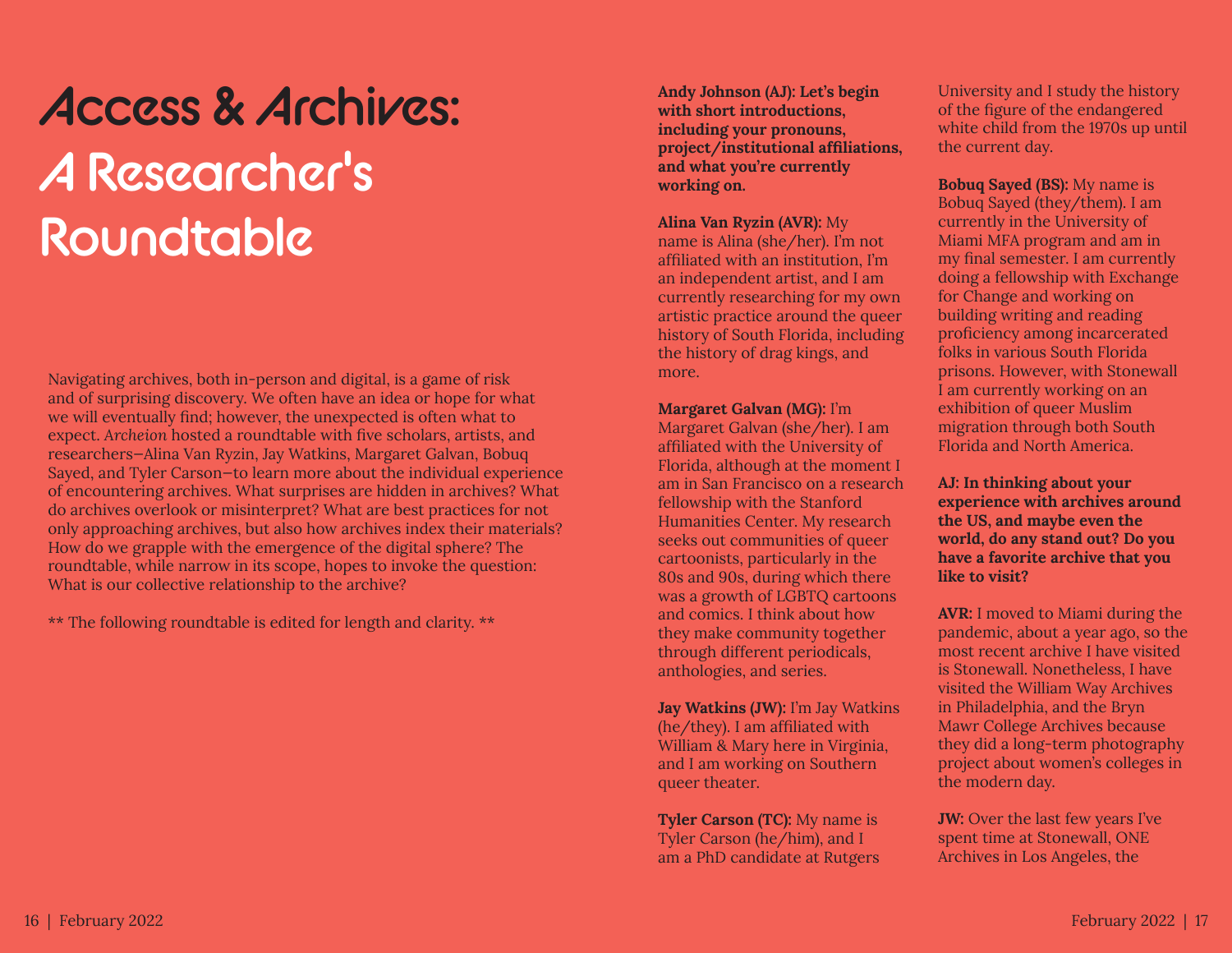# Access & Archives: A Researcher's Roundtable

Navigating archives, both in-person and digital, is a game of risk and of surprising discovery. We often have an idea or hope for what we will eventually find; however, the unexpected is often what to expect. *Archeion* hosted a roundtable with five scholars, artists, and researchers—Alina Van Ryzin, Jay Watkins, Margaret Galvan, Bobuq Sayed, and Tyler Carson—to learn more about the individual experience of encountering archives. What surprises are hidden in archives? What do archives overlook or misinterpret? What are best practices for not only approaching archives, but also how archives index their materials? How do we grapple with the emergence of the digital sphere? The roundtable, while narrow in its scope, hopes to invoke the question: What is our collective relationship to the archive?

** The following roundtable is edited for length and clarity. **

**Andy Johnson (AJ): Let's begin with short introductions, including your pronouns, project/institutional affiliations, and what you're currently working on.**

**Alina Van Ryzin (AVR):** My name is Alina (she/her). I'm not affiliated with an institution, I'm an independent artist, and I am currently researching for my own artistic practice around the queer history of South Florida, including the history of drag kings, and more.

**Margaret Galvan (MG):** I'm Margaret Galvan (she/her). I am affiliated with the University of Florida, although at the moment I am in San Francisco on a research fellowship with the Stanford Humanities Center. My research seeks out communities of queer cartoonists, particularly in the 80s and 90s, during which there was a growth of LGBTQ cartoons and comics. I think about how they make community together through different periodicals, anthologies, and series.

**Jay Watkins (JW):** I'm Jay Watkins (he/they). I am affiliated with William & Mary here in Virginia, and I am working on Southern queer theater.

**Tyler Carson (TC):** My name is Tyler Carson (he/him), and I am a PhD candidate at Rutgers University and I study the history of the figure of the endangered white child from the 1970s up until the current day.

**Bobuq Sayed (BS):** My name is Bobuq Sayed (they/them). I am currently in the University of Miami MFA program and am in my final semester. I am currently doing a fellowship with Exchange for Change and working on building writing and reading proficiency among incarcerated folks in various South Florida prisons. However, with Stonewall I am currently working on an exhibition of queer Muslim migration through both South Florida and North America.

**AJ: In thinking about your experience with archives around the US, and maybe even the world, do any stand out? Do you have a favorite archive that you like to visit?**

**AVR:** I moved to Miami during the pandemic, about a year ago, so the most recent archive I have visited is Stonewall. Nonetheless, I have visited the William Way Archives in Philadelphia, and the Bryn Mawr College Archives because they did a long-term photography project about women's colleges in the modern day.

**JW:** Over the last few years I've spent time at Stonewall, ONE Archives in Los Angeles, the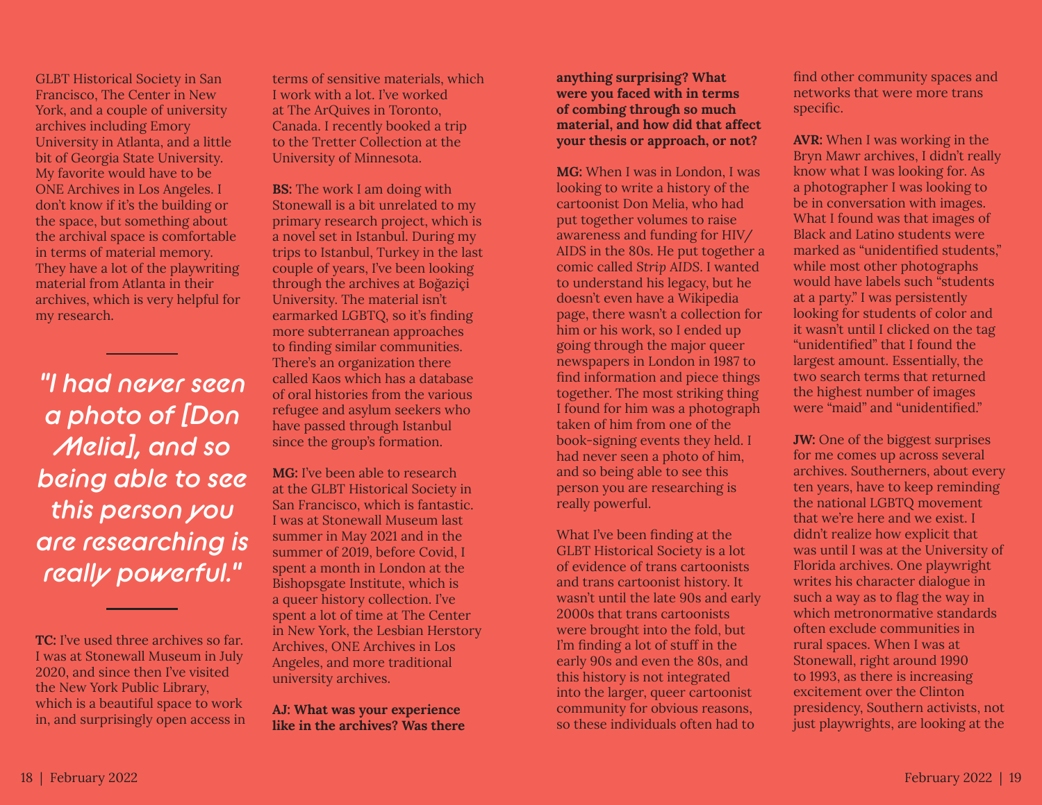GLBT Historical Society in San Francisco, The Center in New York, and a couple of university archives including Emory University in Atlanta, and a little bit of Georgia State University. My favorite would have to be ONE Archives in Los Angeles. I don't know if it's the building or the space, but something about the archival space is comfortable in terms of material memory. They have a lot of the playwriting material from Atlanta in their archives, which is very helpful for my research.

> *"I had never seen a photo of [Don Melia], and so being able to see this person you are researching is really powerful."*

**TC:** I've used three archives so far. I was at Stonewall Museum in July 2020, and since then I've visited the New York Public Library, which is a beautiful space to work in, and surprisingly open access in terms of sensitive materials, which I work with a lot. I've worked at The ArQuives in Toronto, Canada. I recently booked a trip to the Tretter Collection at the University of Minnesota.

**BS:** The work I am doing with Stonewall is a bit unrelated to my primary research project, which is a novel set in Istanbul. During my trips to Istanbul, Turkey in the last couple of years, I've been looking through the archives at Boğaziçi University. The material isn't earmarked LGBTQ, so it's finding more subterranean approaches to finding similar communities. There's an organization there called Kaos which has a database of oral histories from the various refugee and asylum seekers who have passed through Istanbul since the group's formation.

**MG:** I've been able to research at the GLBT Historical Society in San Francisco, which is fantastic. I was at Stonewall Museum last summer in May 2021 and in the summer of 2019, before Covid, I spent a month in London at the Bishopsgate Institute, which is a queer history collection. I've spent a lot of time at The Center in New York, the Lesbian Herstory Archives, ONE Archives in Los Angeles, and more traditional university archives.

**AJ: What was your experience like in the archives? Was there anything surprising? What were you faced with in terms of combing through so much material, and how did that affect your thesis or approach, or not?**

**MG:** When I was in London, I was looking to write a history of the cartoonist Don Melia, who had put together volumes to raise awareness and funding for HIV/AIDS in the 80s. He put together a comic called *Strip AIDS*. I wanted to understand his legacy, but he doesn't even have a Wikipedia page, there wasn't a collection for him or his work, so I ended up going through the major queer newspapers in London in 1987 to find information and piece things together. The most striking thing I found for him was a photograph taken of him from one of the book-signing events they held. I had never seen a photo of him, and so being able to see this person you are researching is really powerful.

What I've been finding at the GLBT Historical Society is a lot of evidence of trans cartoonists and trans cartoonist history. It wasn't until the late 90s and early 2000s that trans cartoonists were brought into the fold, but I'm finding a lot of stuff in the early 90s and even the 80s, and this history is not integrated into the larger, queer cartoonist community for obvious reasons, so these individuals often had to find other community spaces and networks that were more trans specific.

**AVR:** When I was working in the Bryn Mawr archives, I didn't really know what I was looking for. As a photographer I was looking to be in conversation with images. What I found was that images of Black and Latino students were marked as "unidentified students," while most other photographs would have labels such "students at a party." I was persistently looking for students of color and it wasn't until I clicked on the tag "unidentified" that I found the largest amount. Essentially, the two search terms that returned the highest number of images were "maid" and "unidentified."

**JW:** One of the biggest surprises for me comes up across several archives. Southerners, about every ten years, have to keep reminding the national LGBTQ movement that we're here and we exist. I didn't realize how explicit that was until I was at the University of Florida archives. One playwright writes his character dialogue in such a way as to flag the way in which metronormative standards often exclude communities in rural spaces. When I was at Stonewall, right around 1990 to 1993, as there is increasing excitement over the Clinton presidency, Southern activists, not just playwrights, are looking at the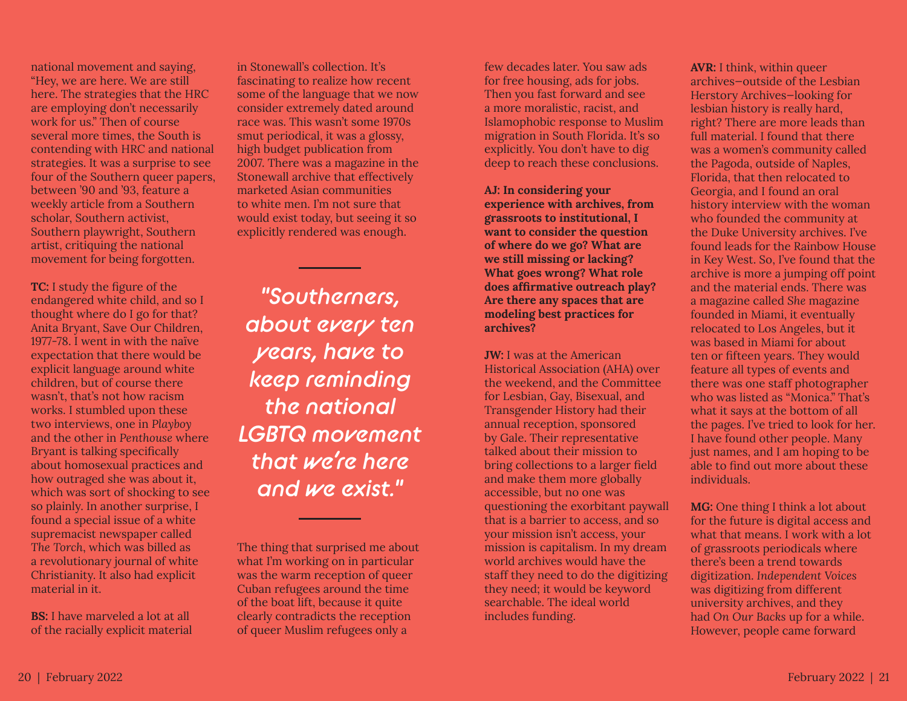national movement and saying, "Hey, we are here. We are still here. The strategies that the HRC are employing don't necessarily work for us." Then of course several more times, the South is contending with HRC and national strategies. It was a surprise to see four of the Southern queer papers, between '90 and '93, feature a weekly article from a Southern scholar, Southern activist, Southern playwright, Southern artist, critiquing the national movement for being forgotten.

**TC:** I study the figure of the endangered white child, and so I thought where do I go for that? Anita Bryant, Save Our Children, 1977-78. I went in with the naïve expectation that there would be explicit language around white children, but of course there wasn't, that's not how racism works. I stumbled upon these two interviews, one in *Playboy* and the other in *Penthouse* where Bryant is talking specifically about homosexual practices and how outraged she was about it, which was sort of shocking to see so plainly. In another surprise, I found a special issue of a white supremacist newspaper called *The Torch*, which was billed as a revolutionary journal of white Christianity. It also had explicit material in it.

**BS:** I have marveled a lot at all of the racially explicit material in Stonewall's collection. It's fascinating to realize how recent some of the language that we now consider extremely dated around race was. This wasn't some 1970s smut periodical, it was a glossy, high budget publication from 2007. There was a magazine in the Stonewall archive that effectively marketed Asian communities to white men. I'm not sure that would exist today, but seeing it so explicitly rendered was enough.

> *"Southerners, about every ten years, have to keep reminding the national LGBTQ movement that we're here and we exist."*

The thing that surprised me about what I'm working on in particular was the warm reception of queer Cuban refugees around the time of the boat lift, because it quite clearly contradicts the reception of queer Muslim refugees only a few decades later. You saw ads for free housing, ads for jobs. Then you fast forward and see a more moralistic, racist, and Islamophobic response to Muslim migration in South Florida. It's so explicitly. You don't have to dig deep to reach these conclusions.

**AJ: In considering your experience with archives, from grassroots to institutional, I want to consider the question of where do we go? What are we still missing or lacking? What goes wrong? What role does affirmative outreach play? Are there any spaces that are modeling best practices for archives?**

**JW:** I was at the American Historical Association (AHA) over the weekend, and the Committee for Lesbian, Gay, Bisexual, and Transgender History had their annual reception, sponsored by Gale. Their representative talked about their mission to bring collections to a larger field and make them more globally accessible, but no one was questioning the exorbitant paywall that is a barrier to access, and so your mission isn't access, your mission is capitalism. In my dream world archives would have the staff they need to do the digitizing they need; it would be keyword searchable. The ideal world includes funding.

**AVR:** I think, within queer archives—outside of the Lesbian Herstory Archives—looking for lesbian history is really hard, right? There are more leads than full material. I found that there was a women's community called the Pagoda, outside of Naples, Florida, that then relocated to Georgia, and I found an oral history interview with the woman who founded the community at the Duke University archives. I've found leads for the Rainbow House in Key West. So, I've found that the archive is more a jumping off point and the material ends. There was a magazine called *She* magazine founded in Miami, it eventually relocated to Los Angeles, but it was based in Miami for about ten or fifteen years. They would feature all types of events and there was one staff photographer who was listed as "Monica." That's what it says at the bottom of all the pages. I've tried to look for her. I have found other people. Many just names, and I am hoping to be able to find out more about these individuals.

**MG:** One thing I think a lot about for the future is digital access and what that means. I work with a lot of grassroots periodicals where there's been a trend towards digitization. *Independent Voices* was digitizing from different university archives, and they had *On Our Backs* up for a while. However, people came forward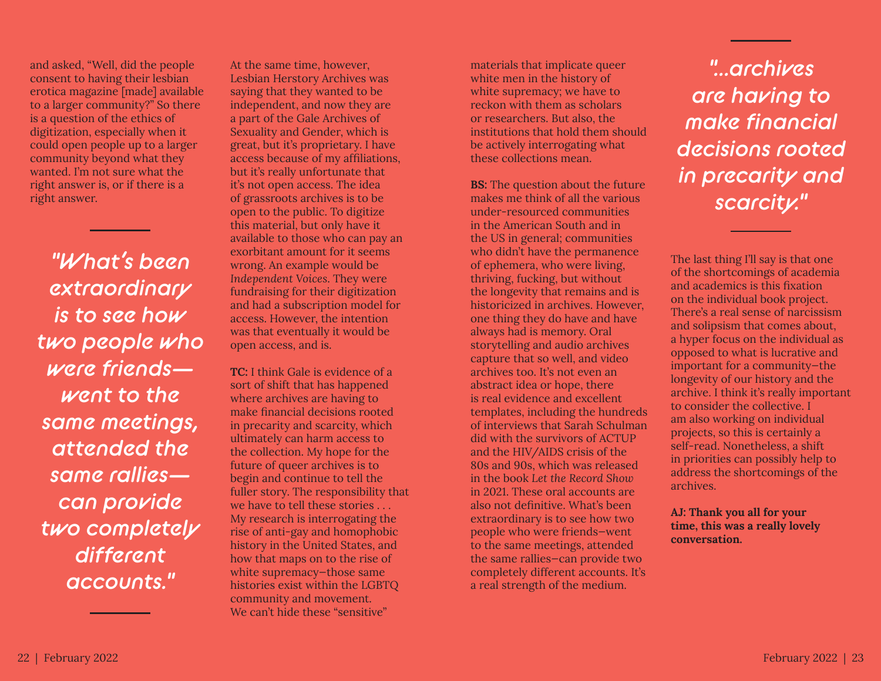and asked, "Well, did the people consent to having their lesbian erotica magazine [made] available to a larger community?" So there is a question of the ethics of digitization, especially when it could open people up to a larger community beyond what they wanted. I'm not sure what the right answer is, or if there is a right answer.

> *"What's been extraordinary is to see how two people who were friends—went to the same meetings, attended the same rallies—can provide two completely different accounts."*

At the same time, however, Lesbian Herstory Archives was saying that they wanted to be independent, and now they are a part of the Gale Archives of Sexuality and Gender, which is great, but it's proprietary. I have access because of my affiliations, but it's really unfortunate that it's not open access. The idea of grassroots archives is to be open to the public. To digitize this material, but only have it available to those who can pay an exorbitant amount for it seems wrong. An example would be *Independent Voices*. They were fundraising for their digitization and had a subscription model for access. However, the intention was that eventually it would be open access, and is.

**TC:** I think Gale is evidence of a sort of shift that has happened where archives are having to make financial decisions rooted in precarity and scarcity, which ultimately can harm access to the collection. My hope for the future of queer archives is to begin and continue to tell the fuller story. The responsibility that we have to tell these stories . . . My research is interrogating the rise of anti-gay and homophobic history in the United States, and how that maps on to the rise of white supremacy—those same histories exist within the LGBTQ community and movement. We can't hide these "sensitive" materials that implicate queer white men in the history of white supremacy; we have to reckon with them as scholars or researchers. But also, the institutions that hold them should be actively interrogating what these collections mean.

**BS:** The question about the future makes me think of all the various under-resourced communities in the American South and in the US in general; communities who didn't have the permanence of ephemera, who were living, thriving, fucking, but without the longevity that remains and is historicized in archives. However, one thing they do have and have always had is memory. Oral storytelling and audio archives capture that so well, and video archives too. It's not even an abstract idea or hope, there is real evidence and excellent templates, including the hundreds of interviews that Sarah Schulman did with the survivors of ACTUP and the HIV/AIDS crisis of the 80s and 90s, which was released in the book *Let the Record Show* in 2021. These oral accounts are also not definitive. What's been extraordinary is to see how two people who were friends—went to the same meetings, attended the same rallies—can provide two completely different accounts. It's a real strength of the medium.

> *"...archives are having to make financial decisions rooted in precarity and scarcity."*

The last thing I'll say is that one of the shortcomings of academia and academics is this fixation on the individual book project. There's a real sense of narcissism and solipsism that comes about, a hyper focus on the individual as opposed to what is lucrative and important for a community—the longevity of our history and the archive. I think it's really important to consider the collective. I am also working on individual projects, so this is certainly a self-read. Nonetheless, a shift in priorities can possibly help to address the shortcomings of the archives.

**AJ: Thank you all for your time, this was a really lovely conversation.**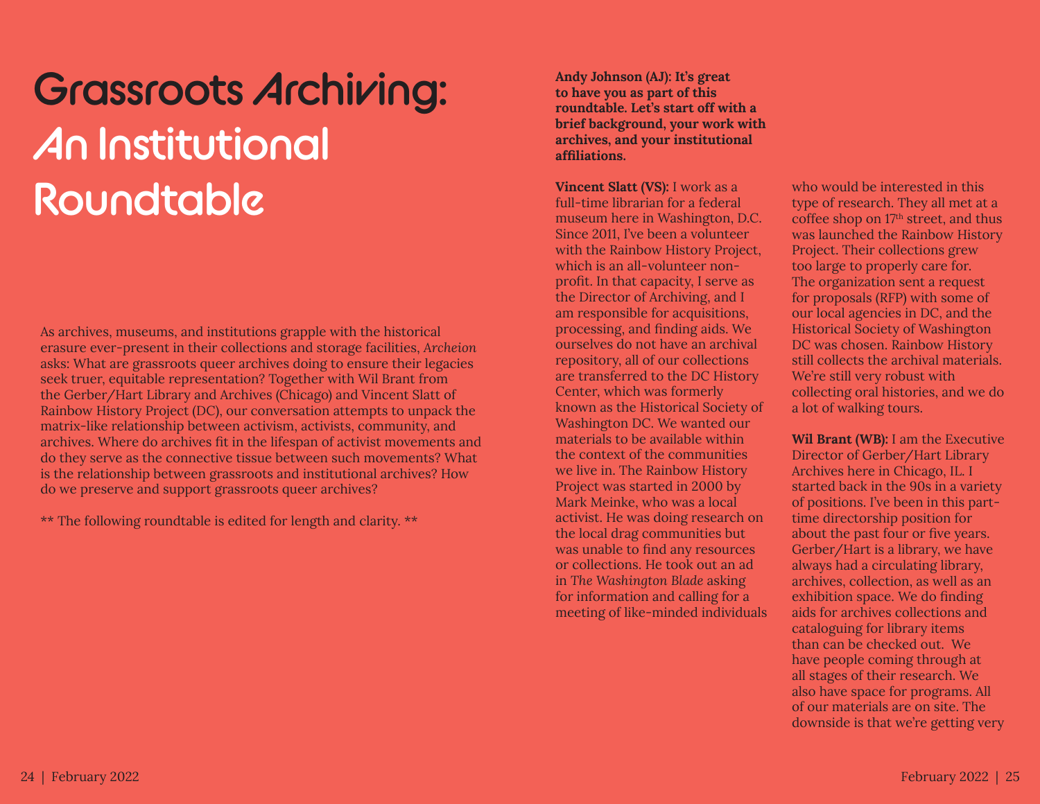# Grassroots Archiving: An Institutional Roundtable

As archives, museums, and institutions grapple with the historical erasure ever-present in their collections and storage facilities, *Archeion* asks: What are grassroots queer archives doing to ensure their legacies seek truer, equitable representation? Together with Wil Brant from the Gerber/Hart Library and Archives (Chicago) and Vincent Slatt of Rainbow History Project (DC), our conversation attempts to unpack the matrix-like relationship between activism, activists, community, and archives. Where do archives fit in the lifespan of activist movements and do they serve as the connective tissue between such movements? What is the relationship between grassroots and institutional archives? How do we preserve and support grassroots queer archives?

** The following roundtable is edited for length and clarity. **

**Andy Johnson (AJ): It's great to have you as part of this roundtable. Let's start off with a brief background, your work with archives, and your institutional affiliations.**

**Vincent Slatt (VS):** I work as a full-time librarian for a federal museum here in Washington, D.C. Since 2011, I've been a volunteer with the Rainbow History Project, which is an all-volunteer non-profit. In that capacity, I serve as the Director of Archiving, and I am responsible for acquisitions, processing, and finding aids. We ourselves do not have an archival repository, all of our collections are transferred to the DC History Center, which was formerly known as the Historical Society of Washington DC. We wanted our materials to be available within the context of the communities we live in. The Rainbow History Project was started in 2000 by Mark Meinke, who was a local activist. He was doing research on the local drag communities but was unable to find any resources or collections. He took out an ad in *The Washington Blade* asking for information and calling for a meeting of like-minded individuals who would be interested in this type of research. They all met at a coffee shop on 17th street, and thus was launched the Rainbow History Project. Their collections grew too large to properly care for. The organization sent a request for proposals (RFP) with some of our local agencies in DC, and the Historical Society of Washington DC was chosen. Rainbow History still collects the archival materials. We're still very robust with collecting oral histories, and we do a lot of walking tours.

**Wil Brant (WB):** I am the Executive Director of Gerber/Hart Library Archives here in Chicago, IL. I started back in the 90s in a variety of positions. I've been in this part-time directorship position for about the past four or five years. Gerber/Hart is a library, we have always had a circulating library, archives, collection, as well as an exhibition space. We do finding aids for archives collections and cataloguing for library items than can be checked out. We have people coming through at all stages of their research. We also have space for programs. All of our materials are on site. The downside is that we're getting very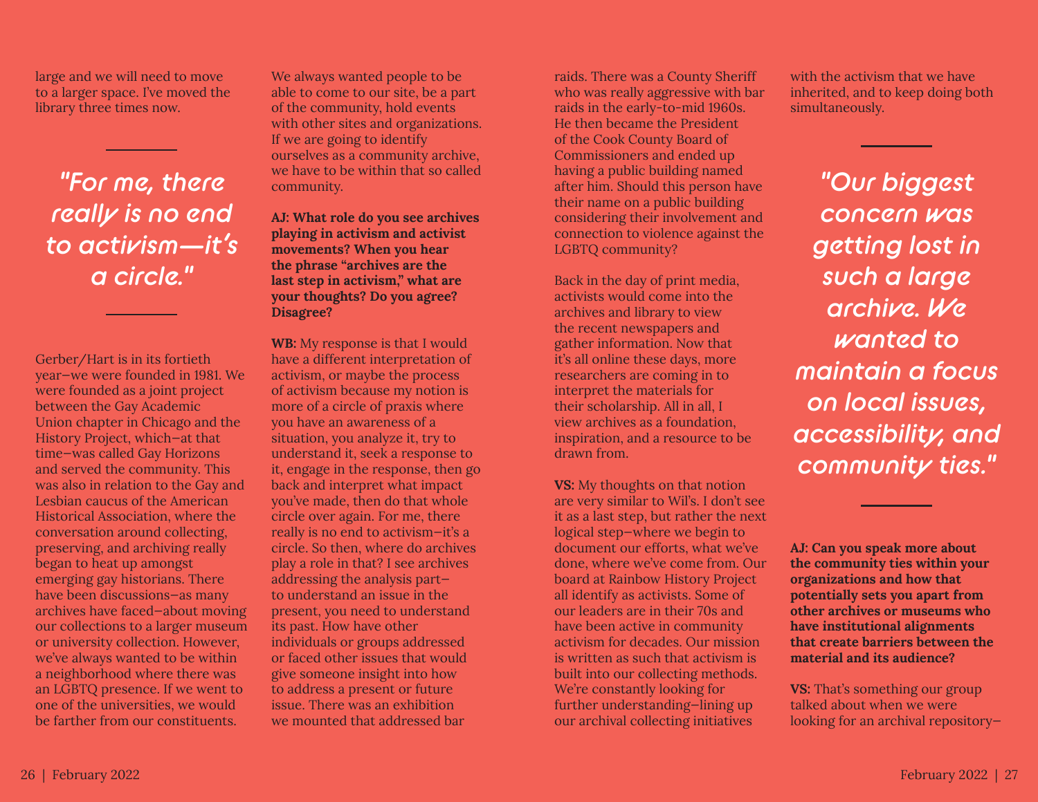large and we will need to move to a larger space. I've moved the library three times now.

> *"For me, there really is no end to activism—it's a circle."*

Gerber/Hart is in its fortieth year–we were founded in 1981. We were founded as a joint project between the Gay Academic Union chapter in Chicago and the History Project, which–at that time–was called Gay Horizons and served the community. This was also in relation to the Gay and Lesbian caucus of the American Historical Association, where the conversation around collecting, preserving, and archiving really began to heat up amongst emerging gay historians. There have been discussions–as many archives have faced–about moving our collections to a larger museum or university collection. However, we've always wanted to be within a neighborhood where there was an LGBTQ presence. If we went to one of the universities, we would be farther from our constituents. We always wanted people to be able to come to our site, be a part of the community, hold events with other sites and organizations. If we are going to identify ourselves as a community archive, we have to be within that so called community.

**AJ: What role do you see archives playing in activism and activist movements? When you hear the phrase "archives are the last step in activism," what are your thoughts? Do you agree? Disagree?**

**WB:** My response is that I would have a different interpretation of activism, or maybe the process of activism because my notion is more of a circle of praxis where you have an awareness of a situation, you analyze it, try to understand it, seek a response to it, engage in the response, then go back and interpret what impact you've made, then do that whole circle over again. For me, there really is no end to activism–it's a circle. So then, where do archives play a role in that? I see archives addressing the analysis part–to understand an issue in the present, you need to understand its past. How have other individuals or groups addressed or faced other issues that would give someone insight into how to address a present or future issue. There was an exhibition we mounted that addressed bar raids. There was a County Sheriff who was really aggressive with bar raids in the early-to-mid 1960s. He then became the President of the Cook County Board of Commissioners and ended up having a public building named after him. Should this person have their name on a public building considering their involvement and connection to violence against the LGBTQ community?

Back in the day of print media, activists would come into the archives and library to view the recent newspapers and gather information. Now that it's all online these days, more researchers are coming in to interpret the materials for their scholarship. All in all, I view archives as a foundation, inspiration, and a resource to be drawn from.

**VS:** My thoughts on that notion are very similar to Wil's. I don't see it as a last step, but rather the next logical step–where we begin to document our efforts, what we've done, where we've come from. Our board at Rainbow History Project all identify as activists. Some of our leaders are in their 70s and have been active in community activism for decades. Our mission is written as such that activism is built into our collecting methods. We're constantly looking for further understanding–lining up our archival collecting initiatives with the activism that we have inherited, and to keep doing both simultaneously.

> *"Our biggest concern was getting lost in such a large archive. We wanted to maintain a focus on local issues, accessibility, and community ties."*

**AJ: Can you speak more about the community ties within your organizations and how that potentially sets you apart from other archives or museums who have institutional alignments that create barriers between the material and its audience?**

**VS:** That's something our group talked about when we were looking for an archival repository–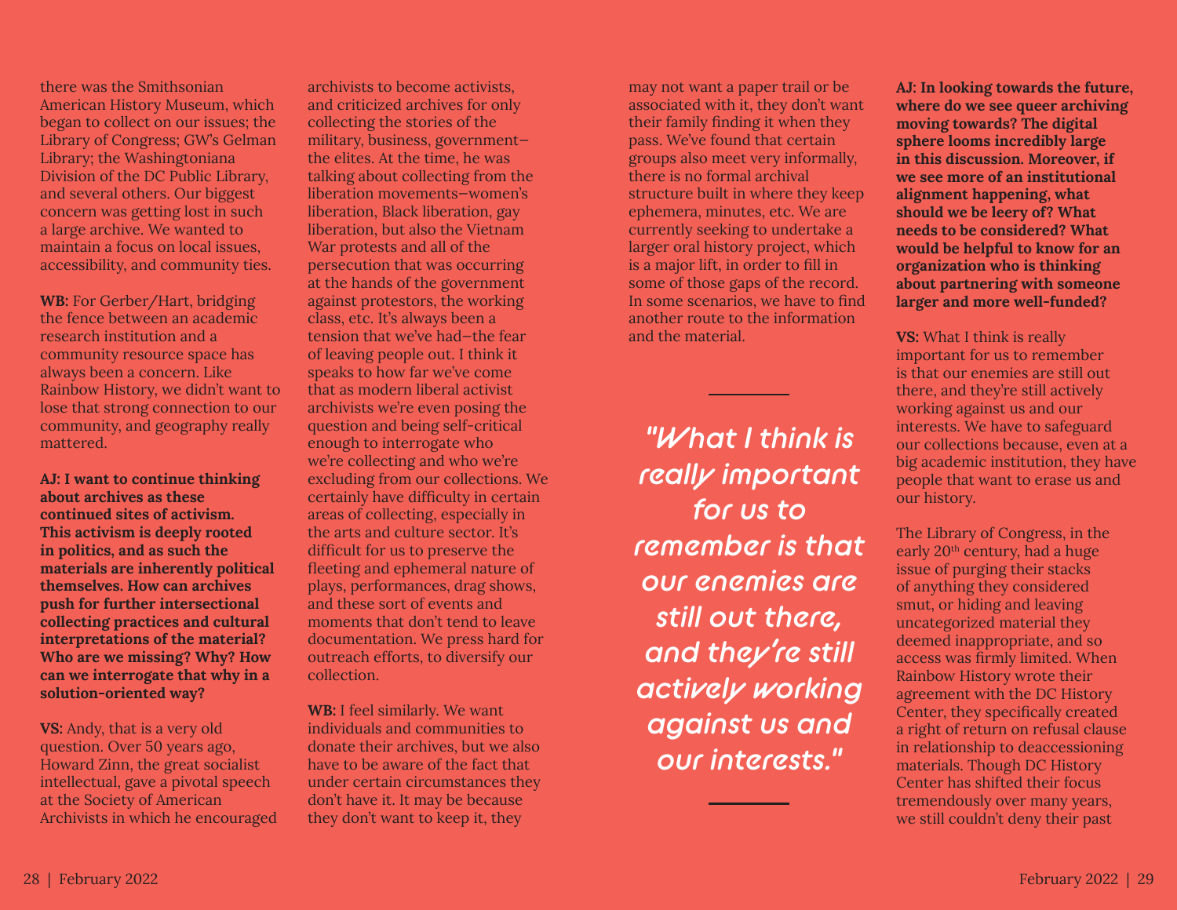there was the Smithsonian American History Museum, which began to collect on our issues; the Library of Congress; GW's Gelman Library; the Washingtoniana Division of the DC Public Library, and several others. Our biggest concern was getting lost in such a large archive. We wanted to maintain a focus on local issues, accessibility, and community ties.

**WB:** For Gerber/Hart, bridging the fence between an academic research institution and a community resource space has always been a concern. Like Rainbow History, we didn't want to lose that strong connection to our community, and geography really mattered.

**AJ: I want to continue thinking about archives as these continued sites of activism. This activism is deeply rooted in politics, and as such the materials are inherently political themselves. How can archives push for further intersectional collecting practices and cultural interpretations of the material? Who are we missing? Why? How can we interrogate that why in a solution-oriented way?**

**VS:** Andy, that is a very old question. Over 50 years ago, Howard Zinn, the great socialist intellectual, gave a pivotal speech at the Society of American Archivists in which he encouraged archivists to become activists, and criticized archives for only collecting the stories of the military, business, government—the elites. At the time, he was talking about collecting from the liberation movements—women's liberation, Black liberation, gay liberation, but also the Vietnam War protests and all of the persecution that was occurring at the hands of the government against protestors, the working class, etc. It's always been a tension that we've had—the fear of leaving people out. I think it speaks to how far we've come that as modern liberal activist archivists we're even posing the question and being self-critical enough to interrogate who we're collecting and who we're excluding from our collections. We certainly have difficulty in certain areas of collecting, especially in the arts and culture sector. It's difficult for us to preserve the fleeting and ephemeral nature of plays, performances, drag shows, and these sort of events and moments that don't tend to leave documentation. We press hard for outreach efforts, to diversify our collection.

**WB:** I feel similarly. We want individuals and communities to donate their archives, but we also have to be aware of the fact that under certain circumstances they don't have it. It may be because they don't want to keep it, they may not want a paper trail or be associated with it, they don't want their family finding it when they pass. We've found that certain groups also meet very informally, there is no formal archival structure built in where they keep ephemera, minutes, etc. We are currently seeking to undertake a larger oral history project, which is a major lift, in order to fill in some of those gaps of the record. In some scenarios, we have to find another route to the information and the material.

> *"What I think is really important for us to remember is that our enemies are still out there, and they're still actively working against us and our interests."*

**AJ: In looking towards the future, where do we see queer archiving moving towards? The digital sphere looms incredibly large in this discussion. Moreover, if we see more of an institutional alignment happening, what should we be leery of? What needs to be considered? What would be helpful to know for an organization who is thinking about partnering with someone larger and more well-funded?**

**VS:** What I think is really important for us to remember is that our enemies are still out there, and they're still actively working against us and our interests. We have to safeguard our collections because, even at a big academic institution, they have people that want to erase us and our history.

The Library of Congress, in the early 20th century, had a huge issue of purging their stacks of anything they considered smut, or hiding and leaving uncategorized material they deemed inappropriate, and so access was firmly limited. When Rainbow History wrote their agreement with the DC History Center, they specifically created a right of return on refusal clause in relationship to deaccessioning materials. Though DC History Center has shifted their focus tremendously over many years, we still couldn't deny their past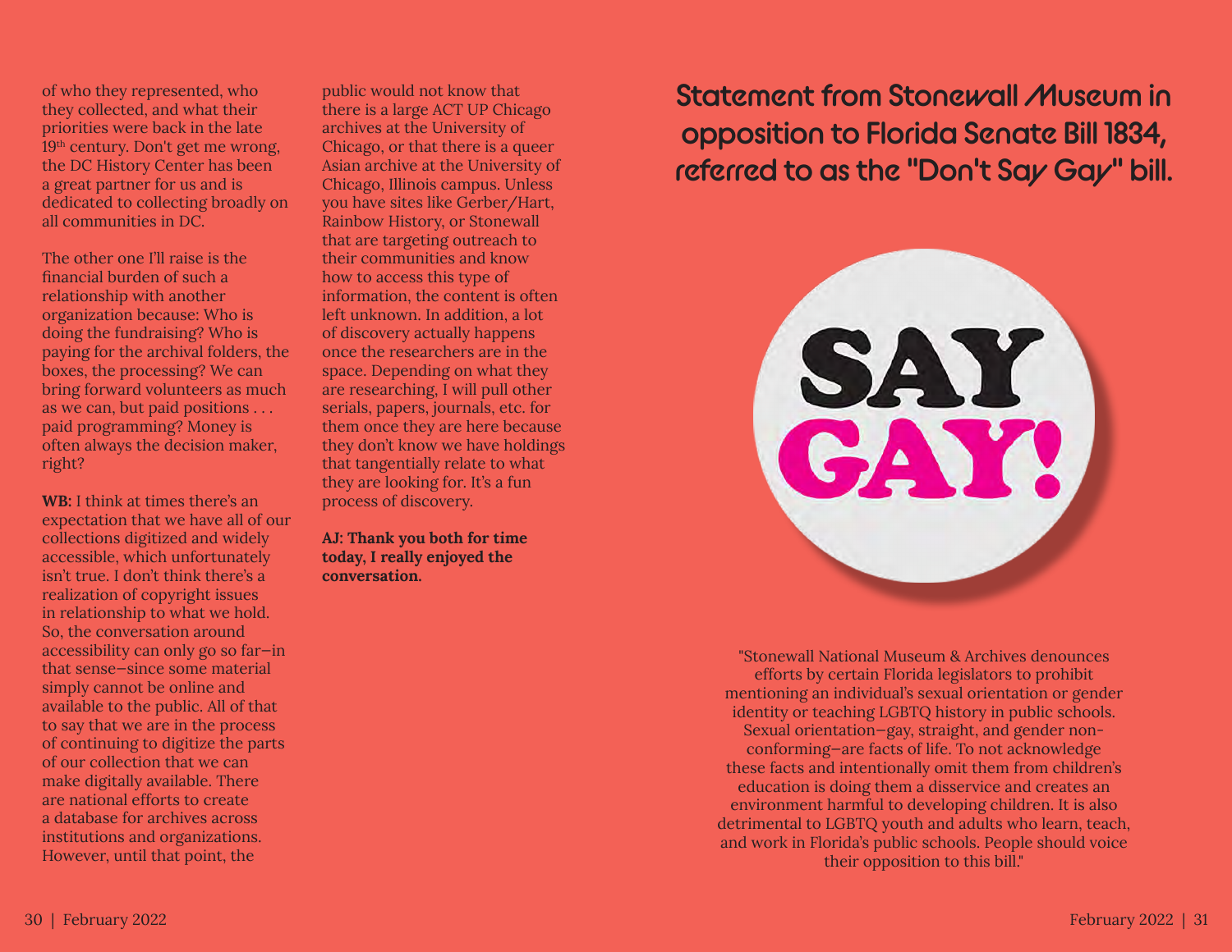of who they represented, who they collected, and what their priorities were back in the late 19th century. Don't get me wrong, the DC History Center has been a great partner for us and is dedicated to collecting broadly on all communities in DC.

The other one I'll raise is the financial burden of such a relationship with another organization because: Who is doing the fundraising? Who is paying for the archival folders, the boxes, the processing? We can bring forward volunteers as much as we can, but paid positions . . . paid programming? Money is often always the decision maker, right?

**WB:** I think at times there's an expectation that we have all of our collections digitized and widely accessible, which unfortunately isn't true. I don't think there's a realization of copyright issues in relationship to what we hold. So, the conversation around accessibility can only go so far—in that sense—since some material simply cannot be online and available to the public. All of that to say that we are in the process of continuing to digitize the parts of our collection that we can make digitally available. There are national efforts to create a database for archives across institutions and organizations. However, until that point, the public would not know that there is a large ACT UP Chicago archives at the University of Chicago, or that there is a queer Asian archive at the University of Chicago, Illinois campus. Unless you have sites like Gerber/Hart, Rainbow History, or Stonewall that are targeting outreach to their communities and know how to access this type of information, the content is often left unknown. In addition, a lot of discovery actually happens once the researchers are in the space. Depending on what they are researching, I will pull other serials, papers, journals, etc. for them once they are here because they don't know we have holdings that tangentially relate to what they are looking for. It's a fun process of discovery.

**AJ: Thank you both for time today, I really enjoyed the conversation.**

## Statement from Stonewall Museum in opposition to Florida Senate Bill 1834, referred to as the "Don't Say Gay" bill.

SAY GAY!

"Stonewall National Museum & Archives denounces efforts by certain Florida legislators to prohibit mentioning an individual's sexual orientation or gender identity or teaching LGBTQ history in public schools. Sexual orientation—gay, straight, and gender non-conforming—are facts of life. To not acknowledge these facts and intentionally omit them from children's education is doing them a disservice and creates an environment harmful to developing children. It is also detrimental to LGBTQ youth and adults who learn, teach, and work in Florida's public schools. People should voice their opposition to this bill."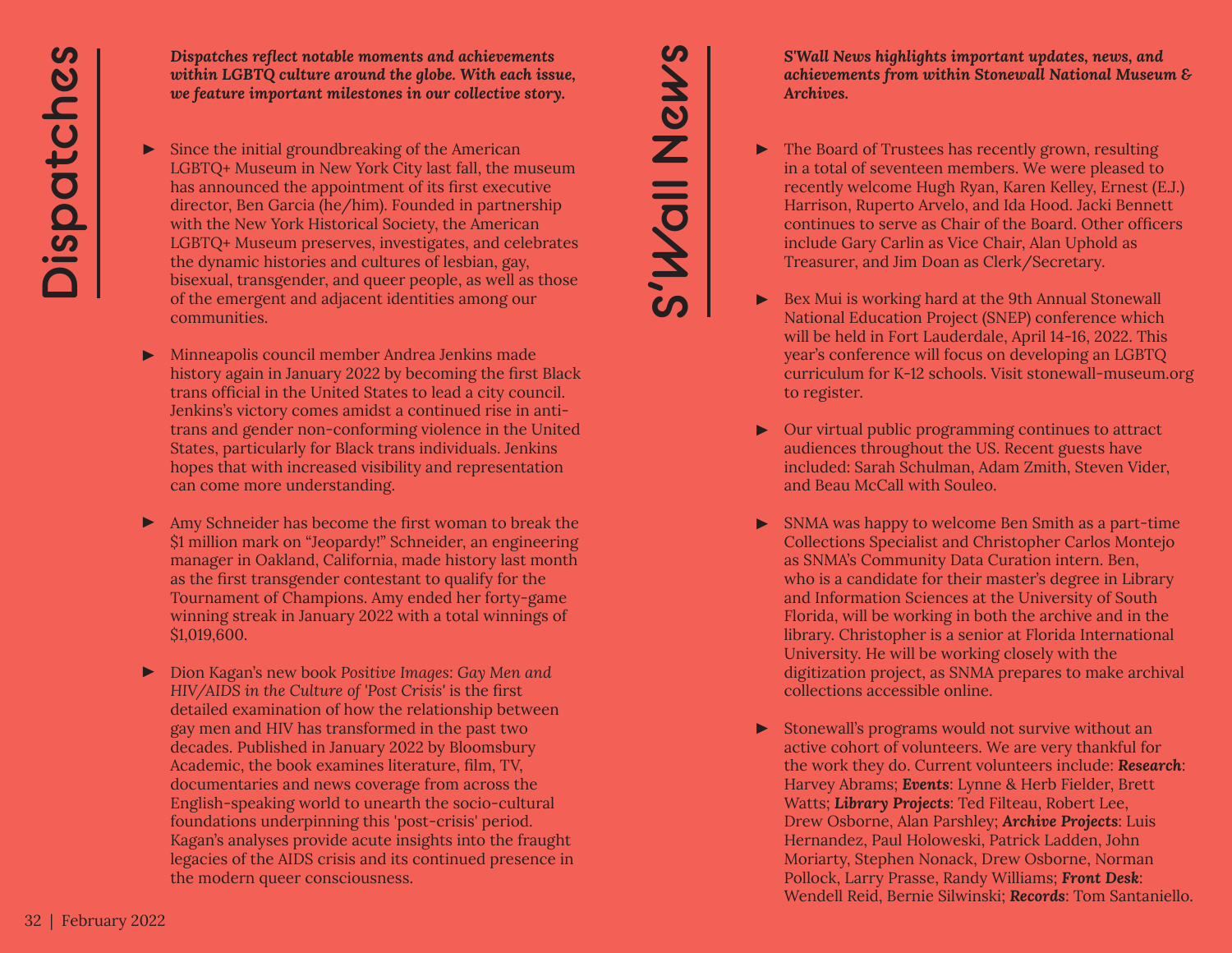## Dispatches

***Dispatches reflect notable moments and achievements within LGBTQ culture around the globe. With each issue, we feature important milestones in our collective story.***

- Since the initial groundbreaking of the American LGBTQ+ Museum in New York City last fall, the museum has announced the appointment of its first executive director, Ben Garcia (he/him). Founded in partnership with the New York Historical Society, the American LGBTQ+ Museum preserves, investigates, and celebrates the dynamic histories and cultures of lesbian, gay, bisexual, transgender, and queer people, as well as those of the emergent and adjacent identities among our communities.

- Minneapolis council member Andrea Jenkins made history again in January 2022 by becoming the first Black trans official in the United States to lead a city council. Jenkins's victory comes amidst a continued rise in anti-trans and gender non-conforming violence in the United States, particularly for Black trans individuals. Jenkins hopes that with increased visibility and representation can come more understanding.

- Amy Schneider has become the first woman to break the $1 million mark on "Jeopardy!" Schneider, an engineering manager in Oakland, California, made history last month as the first transgender contestant to qualify for the Tournament of Champions. Amy ended her forty-game winning streak in January 2022 with a total winnings of $1,019,600.

- Dion Kagan's new book *Positive Images: Gay Men and HIV/AIDS in the Culture of 'Post Crisis'* is the first detailed examination of how the relationship between gay men and HIV has transformed in the past two decades. Published in January 2022 by Bloomsbury Academic, the book examines literature, film, TV, documentaries and news coverage from across the English-speaking world to unearth the socio-cultural foundations underpinning this 'post-crisis' period. Kagan's analyses provide acute insights into the fraught legacies of the AIDS crisis and its continued presence in the modern queer consciousness.

## S'Wall News

***S'Wall News highlights important updates, news, and achievements from within Stonewall National Museum & Archives.***

- The Board of Trustees has recently grown, resulting in a total of seventeen members. We were pleased to recently welcome Hugh Ryan, Karen Kelley, Ernest (E.J.) Harrison, Ruperto Arvelo, and Ida Hood. Jacki Bennett continues to serve as Chair of the Board. Other officers include Gary Carlin as Vice Chair, Alan Uphold as Treasurer, and Jim Doan as Clerk/Secretary.

- Bex Mui is working hard at the 9th Annual Stonewall National Education Project (SNEP) conference which will be held in Fort Lauderdale, April 14-16, 2022. This year's conference will focus on developing an LGBTQ curriculum for K-12 schools. Visit stonewall-museum.org to register.

- Our virtual public programming continues to attract audiences throughout the US. Recent guests have included: Sarah Schulman, Adam Zmith, Steven Vider, and Beau McCall with Souleo.

- SNMA was happy to welcome Ben Smith as a part-time Collections Specialist and Christopher Carlos Montejo as SNMA's Community Data Curation intern. Ben, who is a candidate for their master's degree in Library and Information Sciences at the University of South Florida, will be working in both the archive and in the library. Christopher is a senior at Florida International University. He will be working closely with the digitization project, as SNMA prepares to make archival collections accessible online.

- Stonewall's programs would not survive without an active cohort of volunteers. We are very thankful for the work they do. Current volunteers include: ***Research***: Harvey Abrams; ***Events***: Lynne & Herb Fielder, Brett Watts; ***Library Projects***: Ted Filteau, Robert Lee, Drew Osborne, Alan Parshley; ***Archive Projects***: Luis Hernandez, Paul Holoweski, Patrick Ladden, John Moriarty, Stephen Nonack, Drew Osborne, Norman Pollock, Larry Prasse, Randy Williams; ***Front Desk***: Wendell Reid, Bernie Silwinski; ***Records***: Tom Santaniello.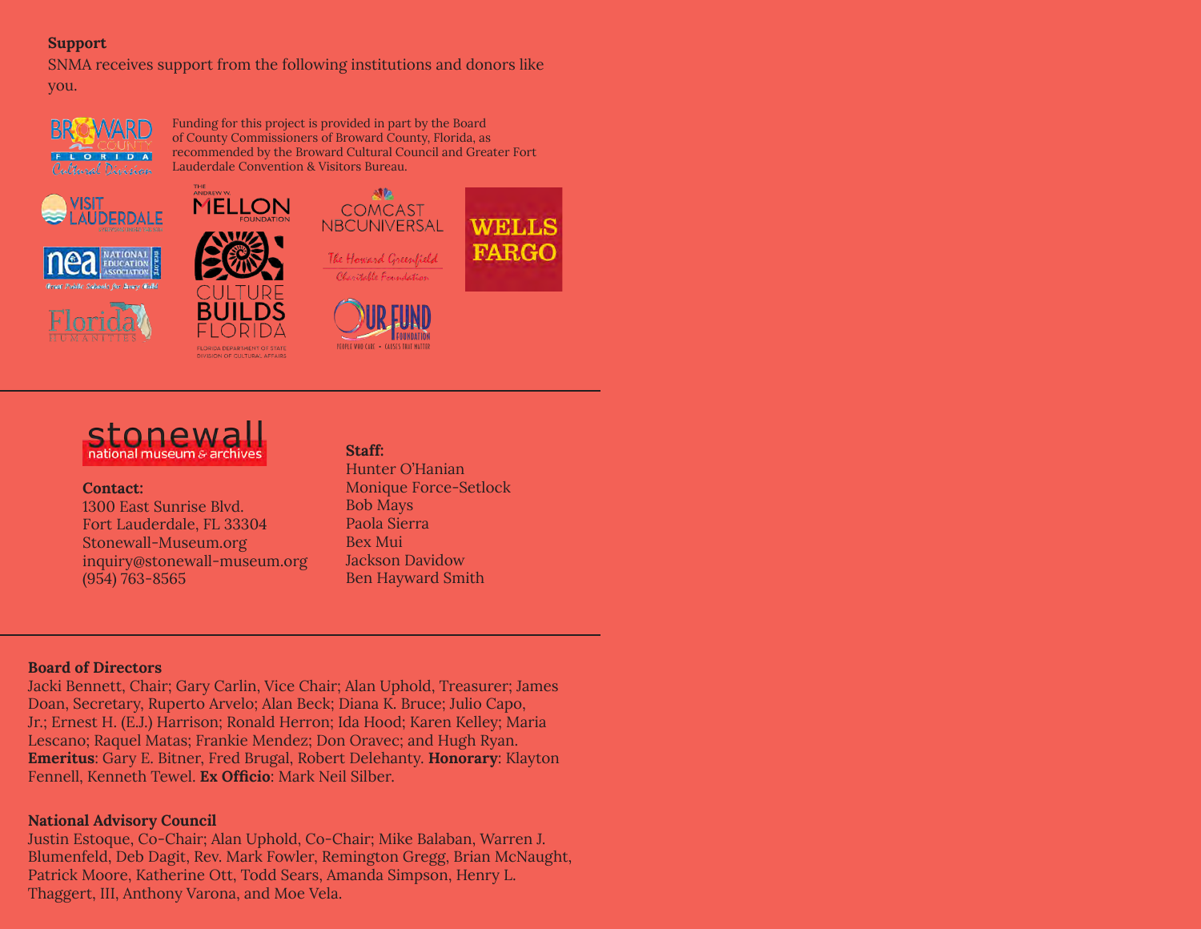**Support**

SNMA receives support from the following institutions and donors like you.

Funding for this project is provided in part by the Board of County Commissioners of Broward County, Florida, as recommended by the Broward Cultural Council and Greater Fort Lauderdale Convention & Visitors Bureau.

**Contact:**
1300 East Sunrise Blvd.
Fort Lauderdale, FL 33304
Stonewall-Museum.org
inquiry@stonewall-museum.org
(954) 763-8565

**Staff:**
Hunter O'Hanian
Monique Force-Setlock
Bob Mays
Paola Sierra
Bex Mui
Jackson Davidow
Ben Hayward Smith

**Board of Directors**

Jacki Bennett, Chair; Gary Carlin, Vice Chair; Alan Uphold, Treasurer; James Doan, Secretary, Ruperto Arvelo; Alan Beck; Diana K. Bruce; Julio Capo, Jr.; Ernest H. (E.J.) Harrison; Ronald Herron; Ida Hood; Karen Kelley; Maria Lescano; Raquel Matas; Frankie Mendez; Don Oravec; and Hugh Ryan. **Emeritus**: Gary E. Bitner, Fred Brugal, Robert Delehanty. **Honorary**: Klayton Fennell, Kenneth Tewel. **Ex Officio**: Mark Neil Silber.

**National Advisory Council**

Justin Estoque, Co-Chair; Alan Uphold, Co-Chair; Mike Balaban, Warren J. Blumenfeld, Deb Dagit, Rev. Mark Fowler, Remington Gregg, Brian McNaught, Patrick Moore, Katherine Ott, Todd Sears, Amanda Simpson, Henry L. Thaggert, III, Anthony Varona, and Moe Vela.